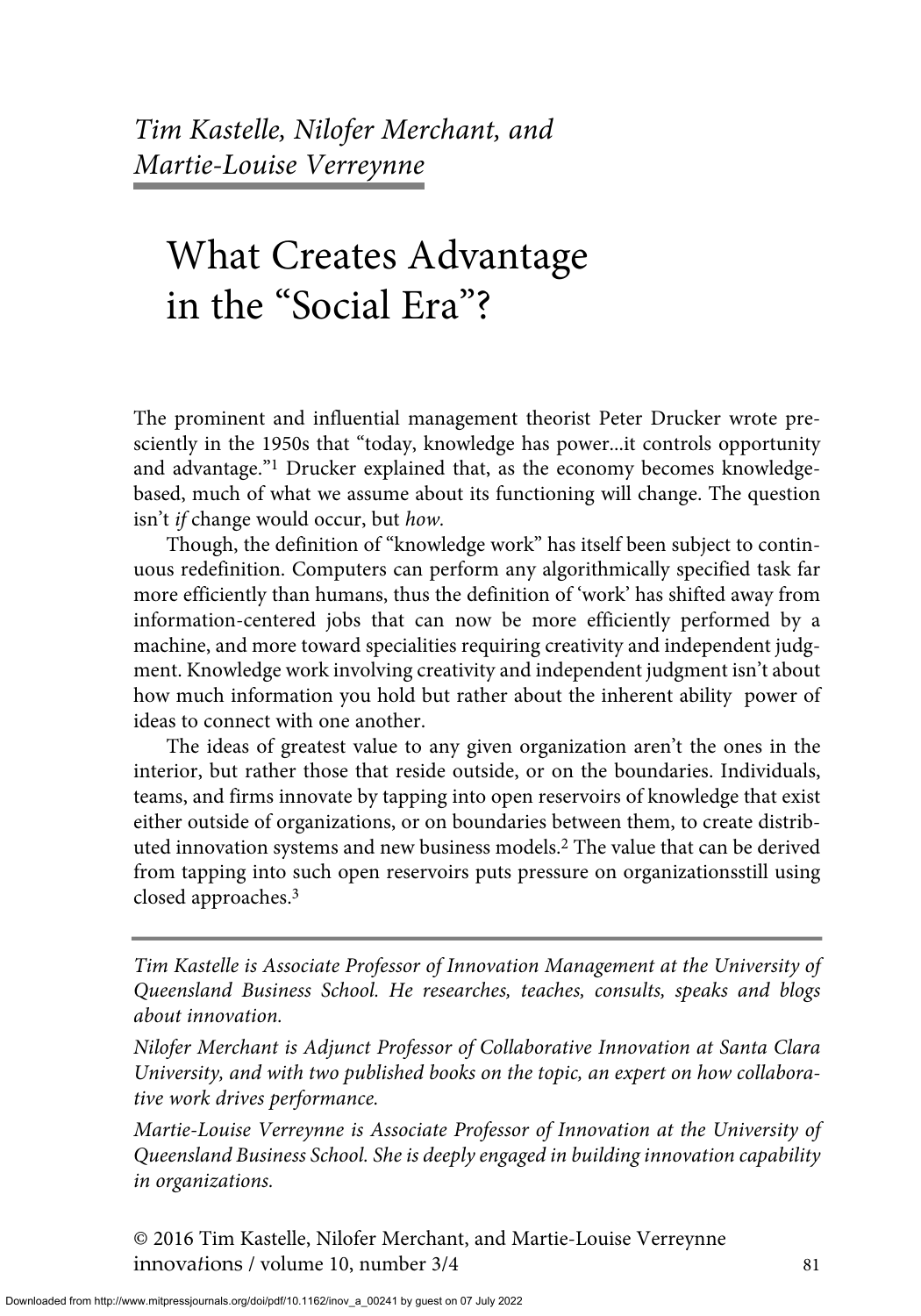*Tim Kastelle, Nilofer Merchant, and Martie-Louise Verreynne*

# What Creates Advantage in the "Social Era"?

The prominent and influential management theorist Peter Drucker wrote presciently in the 1950s that "today, knowledge has power...it controls opportunity and advantage."[1] Drucker explained that, as the economy becomes knowledge-based, much of what we assume about its functioning will change. The question isn't *if* change would occur, but *how*.

Though, the definition of "knowledge work" has itself been subject to continuous redefinition. Computers can perform any algorithmically specified task far more efficiently than humans, thus the definition of 'work' has shifted away from information-centered jobs that can now be more efficiently performed by a machine, and more toward specialities requiring creativity and independent judgment. Knowledge work involving creativity and independent judgment isn't about how much information you hold but rather about the inherent ability power of ideas to connect with one another.

The ideas of greatest value to any given organization aren't the ones in the interior, but rather those that reside outside, or on the boundaries. Individuals, teams, and firms innovate by tapping into open reservoirs of knowledge that exist either outside of organizations, or on boundaries between them, to create distributed innovation systems and new business models.[2] The value that can be derived from tapping into such open reservoirs puts pressure on organizationsstill using closed approaches.[3]

*Tim Kastelle is Associate Professor of Innovation Management at the University of Queensland Business School. He researches, teaches, consults, speaks and blogs about innovation.*

*Nilofer Merchant is Adjunct Professor of Collaborative Innovation at Santa Clara University, and with two published books on the topic, an expert on how collaborative work drives performance.*

*Martie-Louise Verreynne is Associate Professor of Innovation at the University of Queensland Business School. She is deeply engaged in building innovation capability in organizations.*

© 2016 Tim Kastelle, Nilofer Merchant, and Martie-Louise Verreynne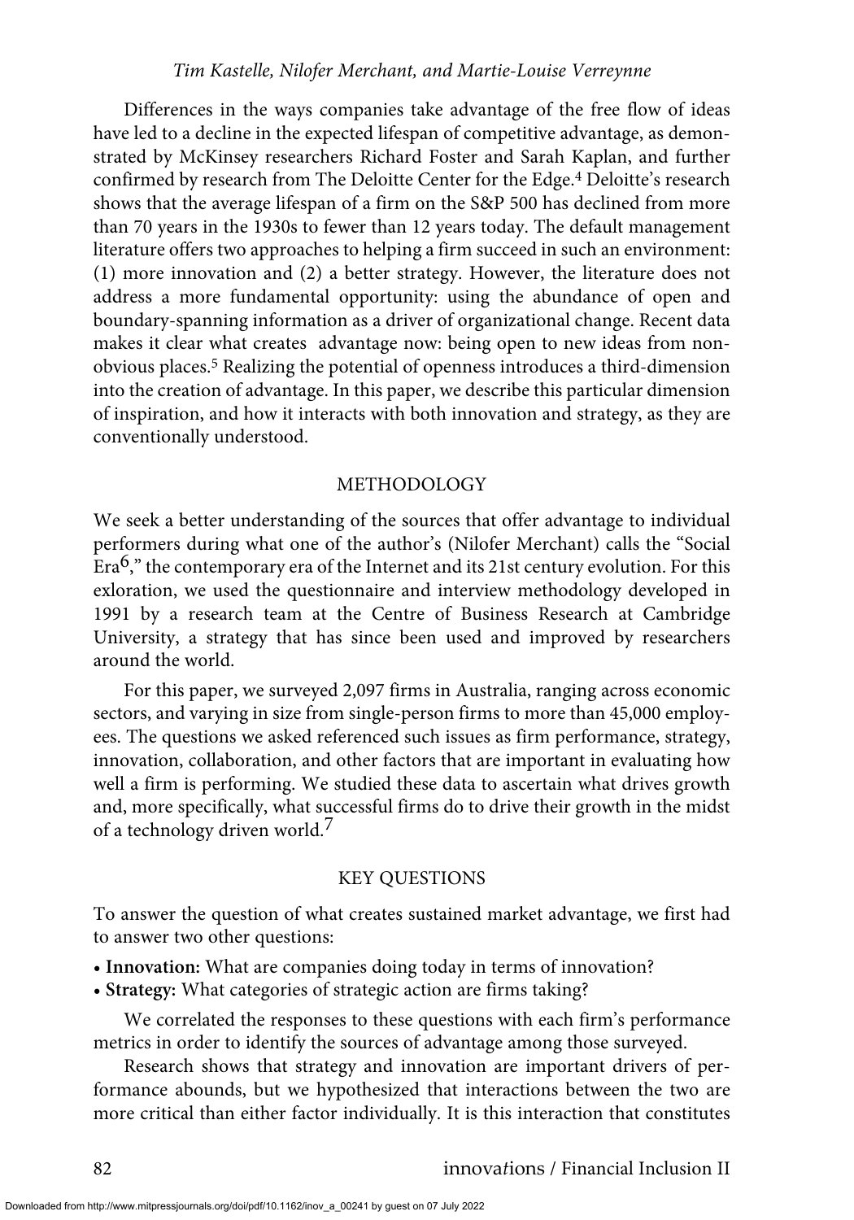Differences in the ways companies take advantage of the free flow of ideas have led to a decline in the expected lifespan of competitive advantage, as demonstrated by McKinsey researchers Richard Foster and Sarah Kaplan, and further confirmed by research from The Deloitte Center for the Edge.[4] Deloitte's research shows that the average lifespan of a firm on the S&P 500 has declined from more than 70 years in the 1930s to fewer than 12 years today. The default management literature offers two approaches to helping a firm succeed in such an environment: (1) more innovation and (2) a better strategy. However, the literature does not address a more fundamental opportunity: using the abundance of open and boundary-spanning information as a driver of organizational change. Recent data makes it clear what creates advantage now: being open to new ideas from non-obvious places.[5] Realizing the potential of openness introduces a third-dimension into the creation of advantage. In this paper, we describe this particular dimension of inspiration, and how it interacts with both innovation and strategy, as they are conventionally understood.

## METHODOLOGY

We seek a better understanding of the sources that offer advantage to individual performers during what one of the author's (Nilofer Merchant) calls the "Social Era[6]," the contemporary era of the Internet and its 21st century evolution. For this exloration, we used the questionnaire and interview methodology developed in 1991 by a research team at the Centre of Business Research at Cambridge University, a strategy that has since been used and improved by researchers around the world.

For this paper, we surveyed 2,097 firms in Australia, ranging across economic sectors, and varying in size from single-person firms to more than 45,000 employees. The questions we asked referenced such issues as firm performance, strategy, innovation, collaboration, and other factors that are important in evaluating how well a firm is performing. We studied these data to ascertain what drives growth and, more specifically, what successful firms do to drive their growth in the midst of a technology driven world.[7]

## KEY QUESTIONS

To answer the question of what creates sustained market advantage, we first had to answer two other questions:

- **Innovation:** What are companies doing today in terms of innovation?
- **Strategy:** What categories of strategic action are firms taking?

We correlated the responses to these questions with each firm's performance metrics in order to identify the sources of advantage among those surveyed.

Research shows that strategy and innovation are important drivers of performance abounds, but we hypothesized that interactions between the two are more critical than either factor individually. It is this interaction that constitutes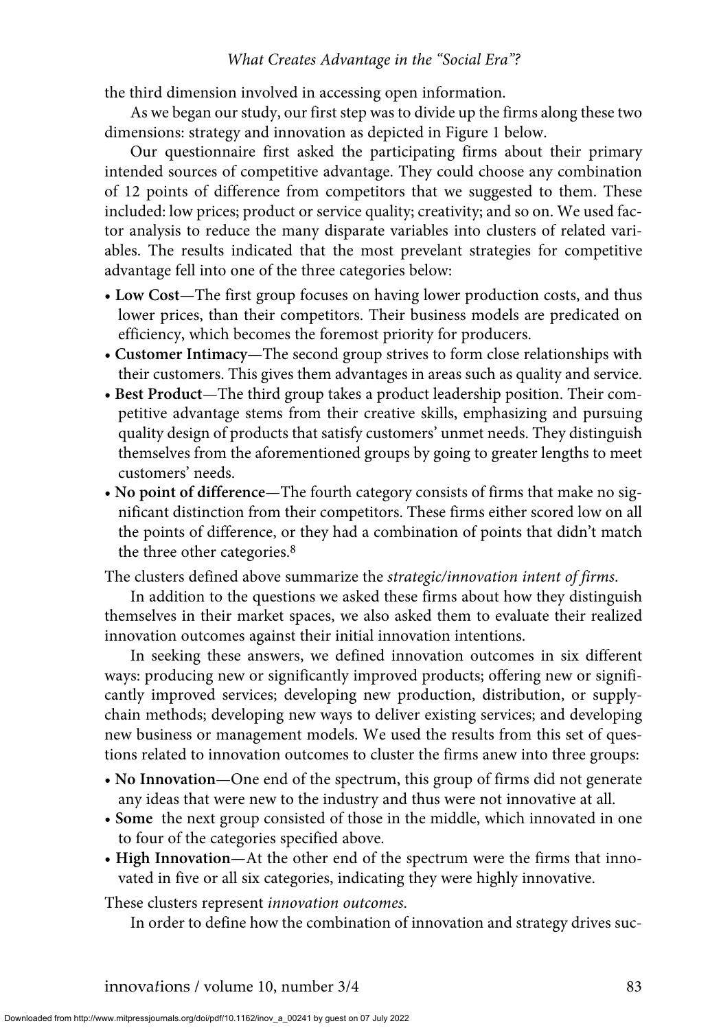the third dimension involved in accessing open information.

As we began our study, our first step was to divide up the firms along these two dimensions: strategy and innovation as depicted in Figure 1 below.

Our questionnaire first asked the participating firms about their primary intended sources of competitive advantage. They could choose any combination of 12 points of difference from competitors that we suggested to them. These included: low prices; product or service quality; creativity; and so on. We used factor analysis to reduce the many disparate variables into clusters of related variables. The results indicated that the most prevelant strategies for competitive advantage fell into one of the three categories below:

- **Low Cost**—The first group focuses on having lower production costs, and thus lower prices, than their competitors. Their business models are predicated on efficiency, which becomes the foremost priority for producers.
- **Customer Intimacy**—The second group strives to form close relationships with their customers. This gives them advantages in areas such as quality and service.
- **Best Product**—The third group takes a product leadership position. Their competitive advantage stems from their creative skills, emphasizing and pursuing quality design of products that satisfy customers' unmet needs. They distinguish themselves from the aforementioned groups by going to greater lengths to meet customers' needs.
- **No point of difference**—The fourth category consists of firms that make no significant distinction from their competitors. These firms either scored low on all the points of difference, or they had a combination of points that didn't match the three other categories.[8]

The clusters defined above summarize the *strategic/innovation intent of firms*.

In addition to the questions we asked these firms about how they distinguish themselves in their market spaces, we also asked them to evaluate their realized innovation outcomes against their initial innovation intentions.

In seeking these answers, we defined innovation outcomes in six different ways: producing new or significantly improved products; offering new or significantly improved services; developing new production, distribution, or supply-chain methods; developing new ways to deliver existing services; and developing new business or management models. We used the results from this set of questions related to innovation outcomes to cluster the firms anew into three groups:

- **No Innovation**—One end of the spectrum, this group of firms did not generate any ideas that were new to the industry and thus were not innovative at all.
- **Some** the next group consisted of those in the middle, which innovated in one to four of the categories specified above.
- **High Innovation**—At the other end of the spectrum were the firms that innovated in five or all six categories, indicating they were highly innovative.

These clusters represent *innovation outcomes*.

In order to define how the combination of innovation and strategy drives suc-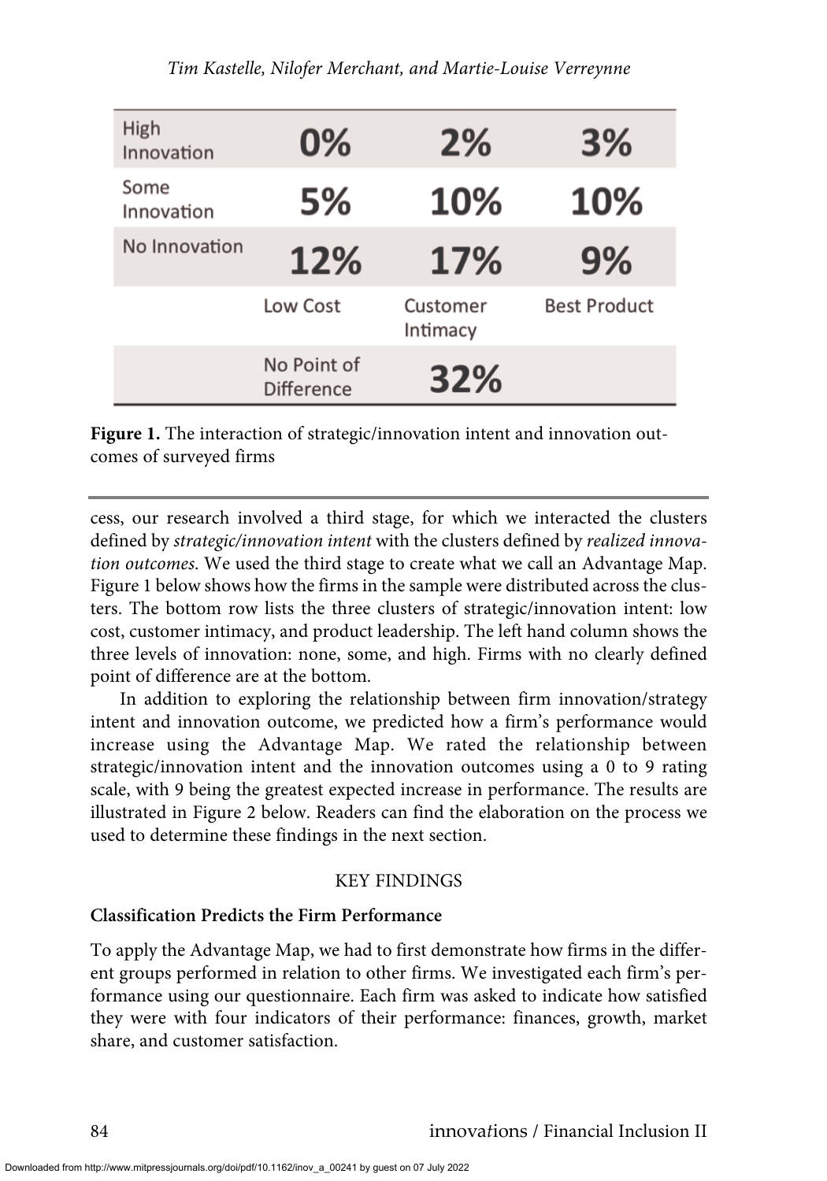| | | | |
|---|---|---|---|
| High Innovation | 0% | 2% | 3% |
| Some Innovation | 5% | 10% | 10% |
| No Innovation | 12% | 17% | 9% |
| | Low Cost | Customer Intimacy | Best Product |
| | No Point of Difference | 32% | |

**Figure 1.** The interaction of strategic/innovation intent and innovation outcomes of surveyed firms

cess, our research involved a third stage, for which we interacted the clusters defined by *strategic/innovation intent* with the clusters defined by *realized innovation outcomes*. We used the third stage to create what we call an Advantage Map. Figure 1 below shows how the firms in the sample were distributed across the clusters. The bottom row lists the three clusters of strategic/innovation intent: low cost, customer intimacy, and product leadership. The left hand column shows the three levels of innovation: none, some, and high. Firms with no clearly defined point of difference are at the bottom.

In addition to exploring the relationship between firm innovation/strategy intent and innovation outcome, we predicted how a firm's performance would increase using the Advantage Map. We rated the relationship between strategic/innovation intent and the innovation outcomes using a 0 to 9 rating scale, with 9 being the greatest expected increase in performance. The results are illustrated in Figure 2 below. Readers can find the elaboration on the process we used to determine these findings in the next section.

## KEY FINDINGS

### Classification Predicts the Firm Performance

To apply the Advantage Map, we had to first demonstrate how firms in the different groups performed in relation to other firms. We investigated each firm's performance using our questionnaire. Each firm was asked to indicate how satisfied they were with four indicators of their performance: finances, growth, market share, and customer satisfaction.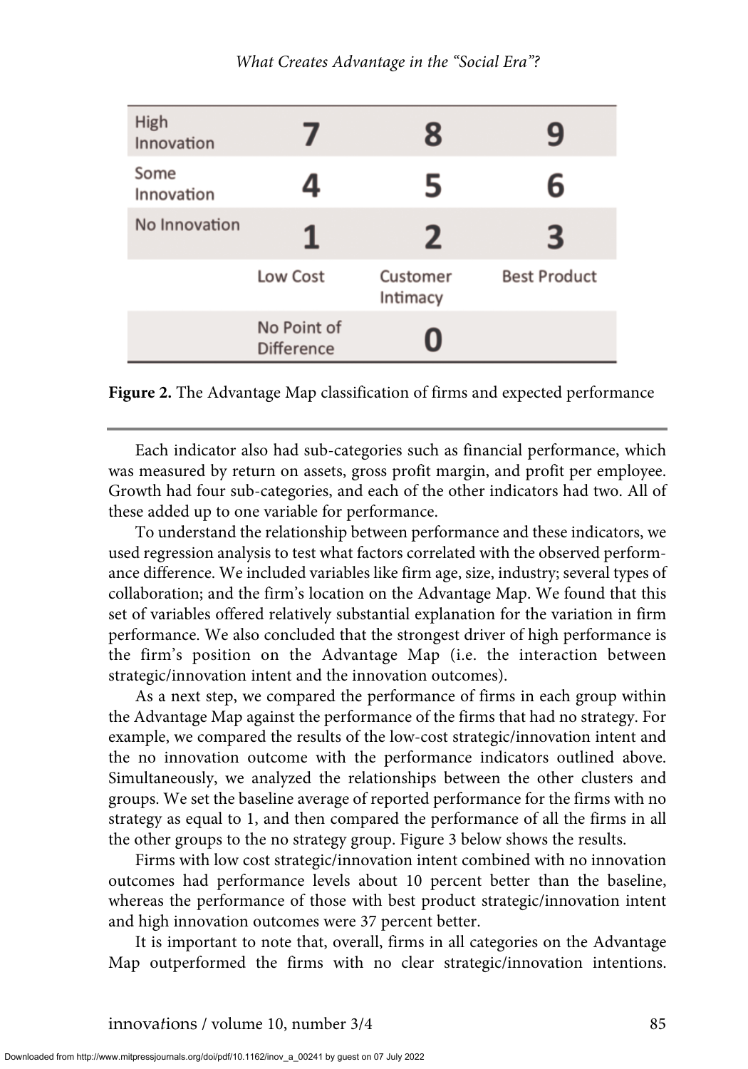| | | | |
|---|---|---|---|
| High Innovation | 7 | 8 | 9 |
| Some Innovation | 4 | 5 | 6 |
| No Innovation | 1 | 2 | 3 |
| | Low Cost | Customer Intimacy | Best Product |
| | No Point of Difference | 0 | |

**Figure 2.** The Advantage Map classification of firms and expected performance

Each indicator also had sub-categories such as financial performance, which was measured by return on assets, gross profit margin, and profit per employee. Growth had four sub-categories, and each of the other indicators had two. All of these added up to one variable for performance.

To understand the relationship between performance and these indicators, we used regression analysis to test what factors correlated with the observed performance difference. We included variables like firm age, size, industry; several types of collaboration; and the firm's location on the Advantage Map. We found that this set of variables offered relatively substantial explanation for the variation in firm performance. We also concluded that the strongest driver of high performance is the firm's position on the Advantage Map (i.e. the interaction between strategic/innovation intent and the innovation outcomes).

As a next step, we compared the performance of firms in each group within the Advantage Map against the performance of the firms that had no strategy. For example, we compared the results of the low-cost strategic/innovation intent and the no innovation outcome with the performance indicators outlined above. Simultaneously, we analyzed the relationships between the other clusters and groups. We set the baseline average of reported performance for the firms with no strategy as equal to 1, and then compared the performance of all the firms in all the other groups to the no strategy group. Figure 3 below shows the results.

Firms with low cost strategic/innovation intent combined with no innovation outcomes had performance levels about 10 percent better than the baseline, whereas the performance of those with best product strategic/innovation intent and high innovation outcomes were 37 percent better.

It is important to note that, overall, firms in all categories on the Advantage Map outperformed the firms with no clear strategic/innovation intentions.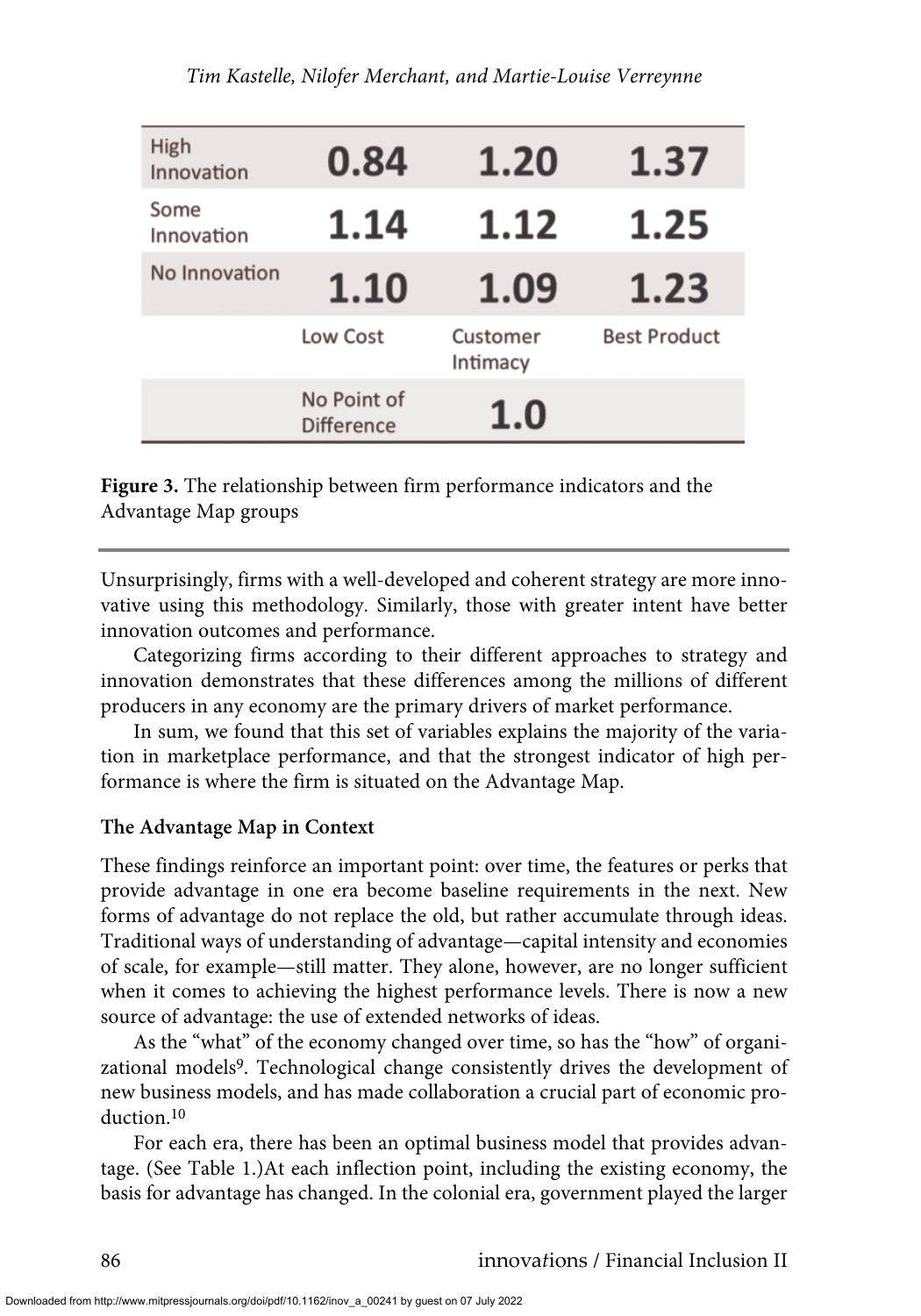| | | | |
|---|---|---|---|
| High Innovation | 0.84 | 1.20 | 1.37 |
| Some Innovation | 1.14 | 1.12 | 1.25 |
| No Innovation | 1.10 | 1.09 | 1.23 |
| | Low Cost | Customer Intimacy | Best Product |
| | No Point of Difference | 1.0 | |

**Figure 3.** The relationship between firm performance indicators and the Advantage Map groups

Unsurprisingly, firms with a well-developed and coherent strategy are more innovative using this methodology. Similarly, those with greater intent have better innovation outcomes and performance.

Categorizing firms according to their different approaches to strategy and innovation demonstrates that these differences among the millions of different producers in any economy are the primary drivers of market performance.

In sum, we found that this set of variables explains the majority of the variation in marketplace performance, and that the strongest indicator of high performance is where the firm is situated on the Advantage Map.

### The Advantage Map in Context

These findings reinforce an important point: over time, the features or perks that provide advantage in one era become baseline requirements in the next. New forms of advantage do not replace the old, but rather accumulate through ideas. Traditional ways of understanding of advantage—capital intensity and economies of scale, for example—still matter. They alone, however, are no longer sufficient when it comes to achieving the highest performance levels. There is now a new source of advantage: the use of extended networks of ideas.

As the "what" of the economy changed over time, so has the "how" of organizational models[9]. Technological change consistently drives the development of new business models, and has made collaboration a crucial part of economic production.[10]

For each era, there has been an optimal business model that provides advantage. (See Table 1.)At each inflection point, including the existing economy, the basis for advantage has changed. In the colonial era, government played the larger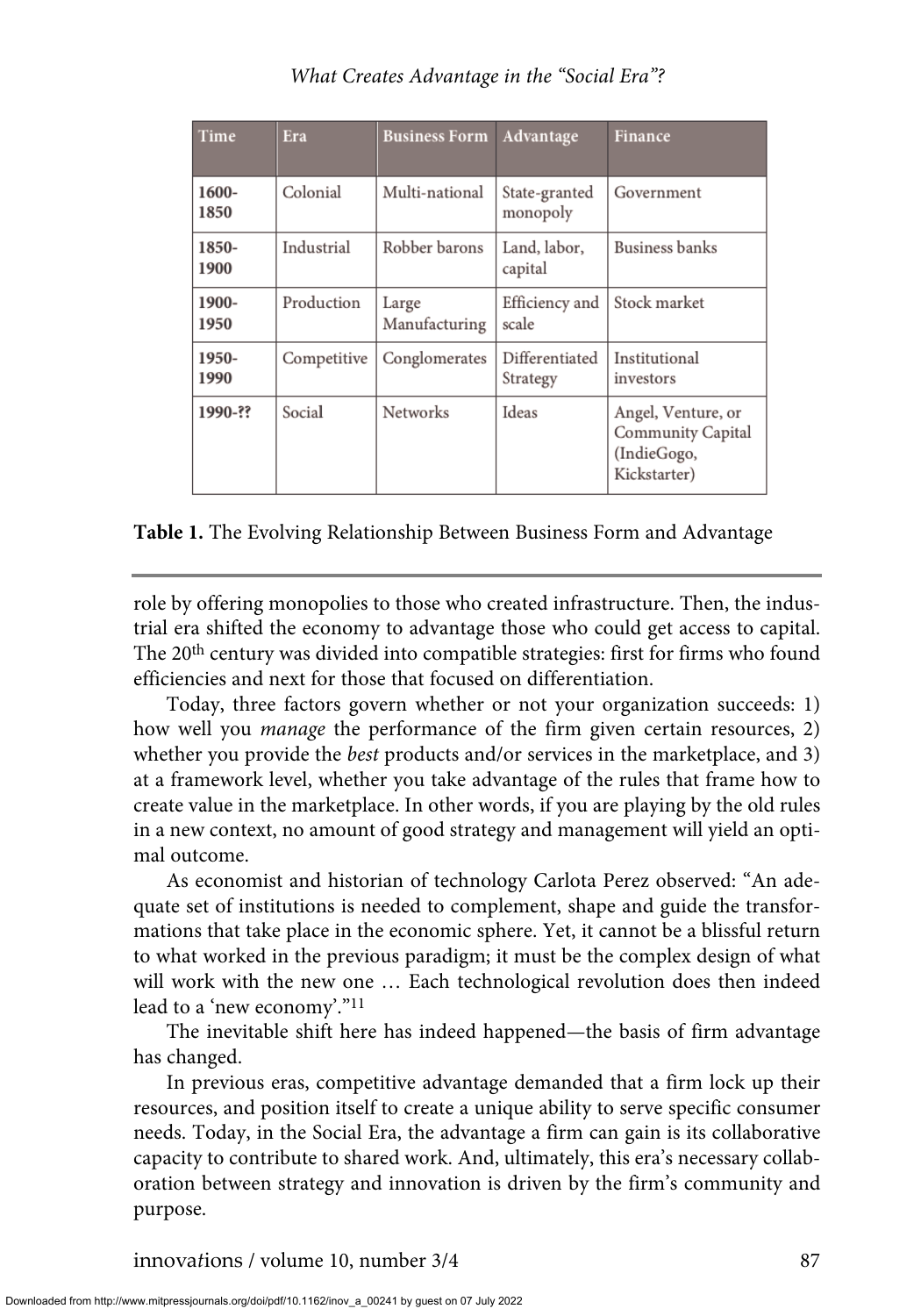| Time | Era | Business Form | Advantage | Finance |
|---|---|---|---|---|
| 1600-1850 | Colonial | Multi-national | State-granted monopoly | Government |
| 1850-1900 | Industrial | Robber barons | Land, labor, capital | Business banks |
| 1900-1950 | Production | Large Manufacturing | Efficiency and scale | Stock market |
| 1950-1990 | Competitive | Conglomerates | Differentiated Strategy | Institutional investors |
| 1990-?? | Social | Networks | Ideas | Angel, Venture, or Community Capital (IndieGoGo, Kickstarter) |

**Table 1.** The Evolving Relationship Between Business Form and Advantage

role by offering monopolies to those who created infrastructure. Then, the industrial era shifted the economy to advantage those who could get access to capital. The 20th century was divided into compatible strategies: first for firms who found efficiencies and next for those that focused on differentiation.

Today, three factors govern whether or not your organization succeeds: 1) how well you *manage* the performance of the firm given certain resources, 2) whether you provide the *best* products and/or services in the marketplace, and 3) at a framework level, whether you take advantage of the rules that frame how to create value in the marketplace. In other words, if you are playing by the old rules in a new context, no amount of good strategy and management will yield an optimal outcome.

As economist and historian of technology Carlota Perez observed: "An adequate set of institutions is needed to complement, shape and guide the transformations that take place in the economic sphere. Yet, it cannot be a blissful return to what worked in the previous paradigm; it must be the complex design of what will work with the new one … Each technological revolution does then indeed lead to a 'new economy'."[11]

The inevitable shift here has indeed happened—the basis of firm advantage has changed.

In previous eras, competitive advantage demanded that a firm lock up their resources, and position itself to create a unique ability to serve specific consumer needs. Today, in the Social Era, the advantage a firm can gain is its collaborative capacity to contribute to shared work. And, ultimately, this era's necessary collaboration between strategy and innovation is driven by the firm's community and purpose.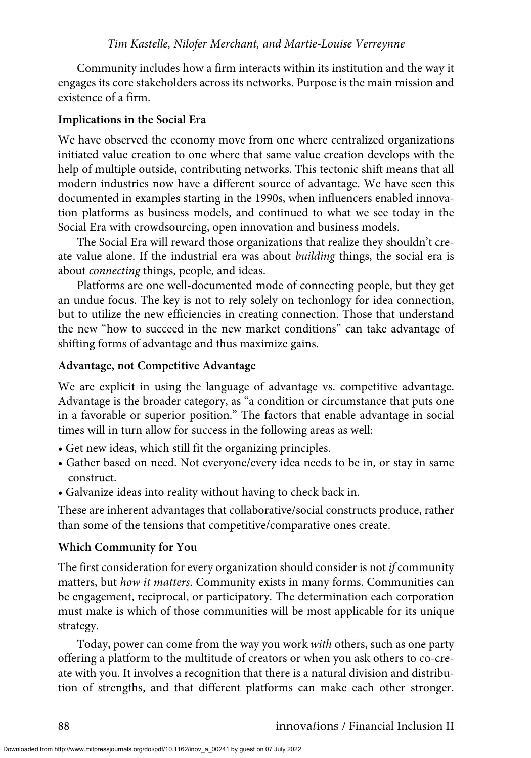Community includes how a firm interacts within its institution and the way it engages its core stakeholders across its networks. Purpose is the main mission and existence of a firm.

### Implications in the Social Era

We have observed the economy move from one where centralized organizations initiated value creation to one where that same value creation develops with the help of multiple outside, contributing networks. This tectonic shift means that all modern industries now have a different source of advantage. We have seen this documented in examples starting in the 1990s, when influencers enabled innovation platforms as business models, and continued to what we see today in the Social Era with crowdsourcing, open innovation and business models.

The Social Era will reward those organizations that realize they shouldn't create value alone. If the industrial era was about *building* things, the social era is about *connecting* things, people, and ideas.

Platforms are one well-documented mode of connecting people, but they get an undue focus. The key is not to rely solely on techonlogy for idea connection, but to utilize the new efficiencies in creating connection. Those that understand the new "how to succeed in the new market conditions" can take advantage of shifting forms of advantage and thus maximize gains.

### Advantage, not Competitive Advantage

We are explicit in using the language of advantage vs. competitive advantage. Advantage is the broader category, as "a condition or circumstance that puts one in a favorable or superior position." The factors that enable advantage in social times will in turn allow for success in the following areas as well:

- Get new ideas, which still fit the organizing principles.
- Gather based on need. Not everyone/every idea needs to be in, or stay in same construct.
- Galvanize ideas into reality without having to check back in.

These are inherent advantages that collaborative/social constructs produce, rather than some of the tensions that competitive/comparative ones create.

### Which Community for You

The first consideration for every organization should consider is not *if* community matters, but *how it matters*. Community exists in many forms. Communities can be engagement, reciprocal, or participatory. The determination each corporation must make is which of those communities will be most applicable for its unique strategy.

Today, power can come from the way you work *with* others, such as one party offering a platform to the multitude of creators or when you ask others to co-create with you. It involves a recognition that there is a natural division and distribution of strengths, and that different platforms can make each other stronger.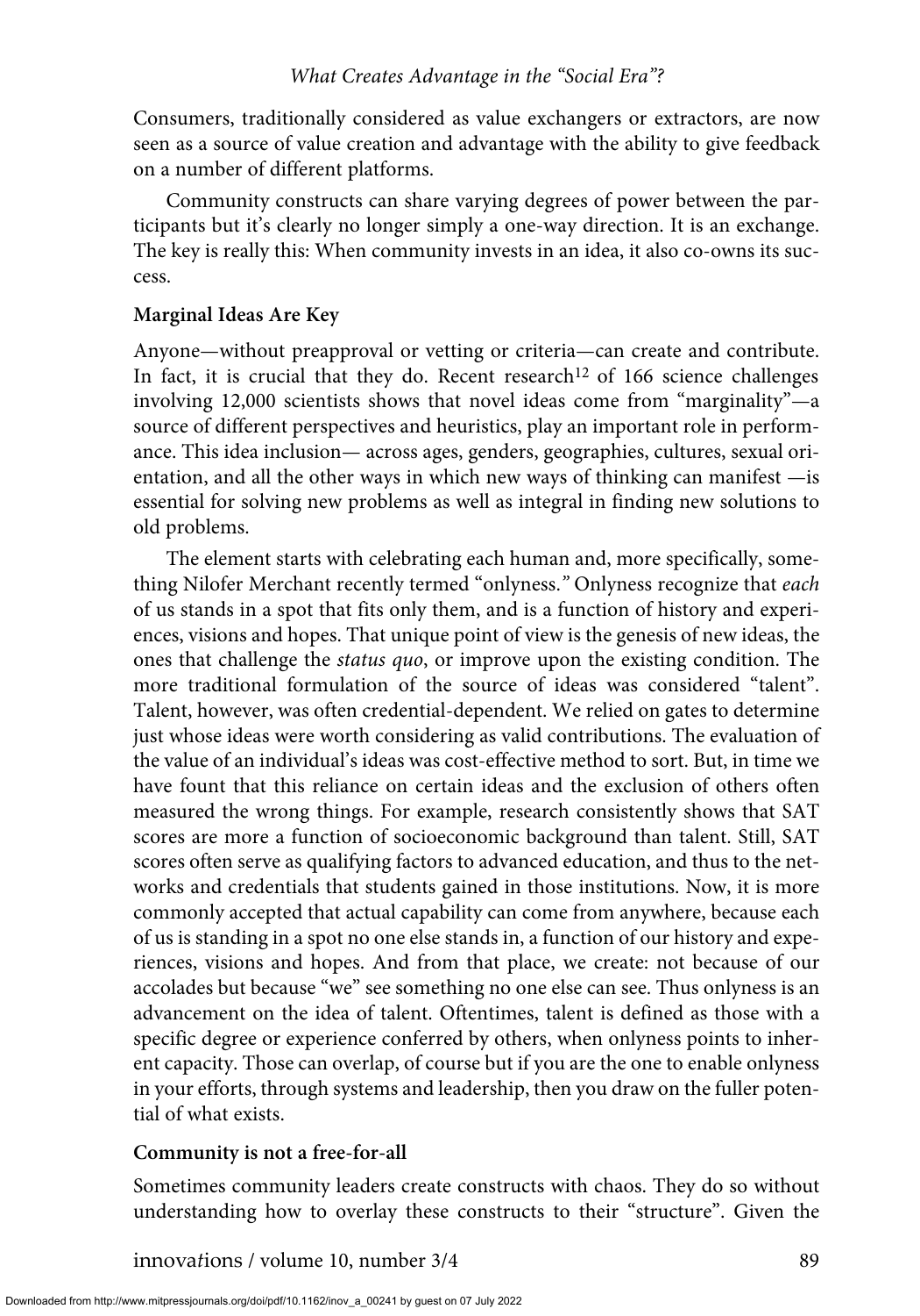Consumers, traditionally considered as value exchangers or extractors, are now seen as a source of value creation and advantage with the ability to give feedback on a number of different platforms.

Community constructs can share varying degrees of power between the participants but it's clearly no longer simply a one-way direction. It is an exchange. The key is really this: When community invests in an idea, it also co-owns its success.

**Marginal Ideas Are Key**

Anyone—without preapproval or vetting or criteria—can create and contribute. In fact, it is crucial that they do. Recent research[12] of 166 science challenges involving 12,000 scientists shows that novel ideas come from "marginality"—a source of different perspectives and heuristics, play an important role in performance. This idea inclusion— across ages, genders, geographies, cultures, sexual orientation, and all the other ways in which new ways of thinking can manifest —is essential for solving new problems as well as integral in finding new solutions to old problems.

The element starts with celebrating each human and, more specifically, something Nilofer Merchant recently termed "onlyness." Onlyness recognize that *each* of us stands in a spot that fits only them, and is a function of history and experiences, visions and hopes. That unique point of view is the genesis of new ideas, the ones that challenge the *status quo*, or improve upon the existing condition. The more traditional formulation of the source of ideas was considered "talent". Talent, however, was often credential-dependent. We relied on gates to determine just whose ideas were worth considering as valid contributions. The evaluation of the value of an individual's ideas was cost-effective method to sort. But, in time we have fount that this reliance on certain ideas and the exclusion of others often measured the wrong things. For example, research consistently shows that SAT scores are more a function of socioeconomic background than talent. Still, SAT scores often serve as qualifying factors to advanced education, and thus to the networks and credentials that students gained in those institutions. Now, it is more commonly accepted that actual capability can come from anywhere, because each of us is standing in a spot no one else stands in, a function of our history and experiences, visions and hopes. And from that place, we create: not because of our accolades but because "we" see something no one else can see. Thus onlyness is an advancement on the idea of talent. Oftentimes, talent is defined as those with a specific degree or experience conferred by others, when onlyness points to inherent capacity. Those can overlap, of course but if you are the one to enable onlyness in your efforts, through systems and leadership, then you draw on the fuller potential of what exists.

**Community is not a free-for-all**

Sometimes community leaders create constructs with chaos. They do so without understanding how to overlay these constructs to their "structure". Given the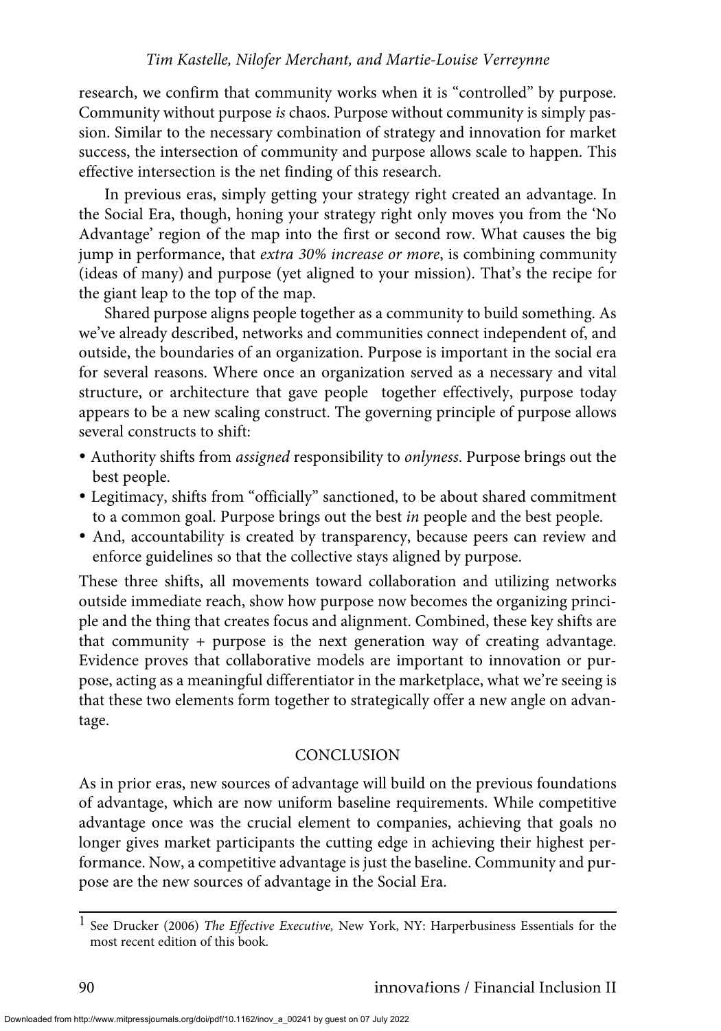research, we confirm that community works when it is "controlled" by purpose. Community without purpose *is* chaos. Purpose without community is simply passion. Similar to the necessary combination of strategy and innovation for market success, the intersection of community and purpose allows scale to happen. This effective intersection is the net finding of this research.

In previous eras, simply getting your strategy right created an advantage. In the Social Era, though, honing your strategy right only moves you from the 'No Advantage' region of the map into the first or second row. What causes the big jump in performance, that *extra 30% increase or more*, is combining community (ideas of many) and purpose (yet aligned to your mission). That's the recipe for the giant leap to the top of the map.

Shared purpose aligns people together as a community to build something. As we've already described, networks and communities connect independent of, and outside, the boundaries of an organization. Purpose is important in the social era for several reasons. Where once an organization served as a necessary and vital structure, or architecture that gave people together effectively, purpose today appears to be a new scaling construct. The governing principle of purpose allows several constructs to shift:

- Authority shifts from *assigned* responsibility to *onlyness*. Purpose brings out the best people.
- Legitimacy, shifts from "officially" sanctioned, to be about shared commitment to a common goal. Purpose brings out the best *in* people and the best people.
- And, accountability is created by transparency, because peers can review and enforce guidelines so that the collective stays aligned by purpose.

These three shifts, all movements toward collaboration and utilizing networks outside immediate reach, show how purpose now becomes the organizing principle and the thing that creates focus and alignment. Combined, these key shifts are that community + purpose is the next generation way of creating advantage. Evidence proves that collaborative models are important to innovation or purpose, acting as a meaningful differentiator in the marketplace, what we're seeing is that these two elements form together to strategically offer a new angle on advantage.

## CONCLUSION

As in prior eras, new sources of advantage will build on the previous foundations of advantage, which are now uniform baseline requirements. While competitive advantage once was the crucial element to companies, achieving that goals no longer gives market participants the cutting edge in achieving their highest performance. Now, a competitive advantage is just the baseline. Community and purpose are the new sources of advantage in the Social Era.

---

[1] See Drucker (2006) *The Effective Executive,* New York, NY: Harperbusiness Essentials for the most recent edition of this book.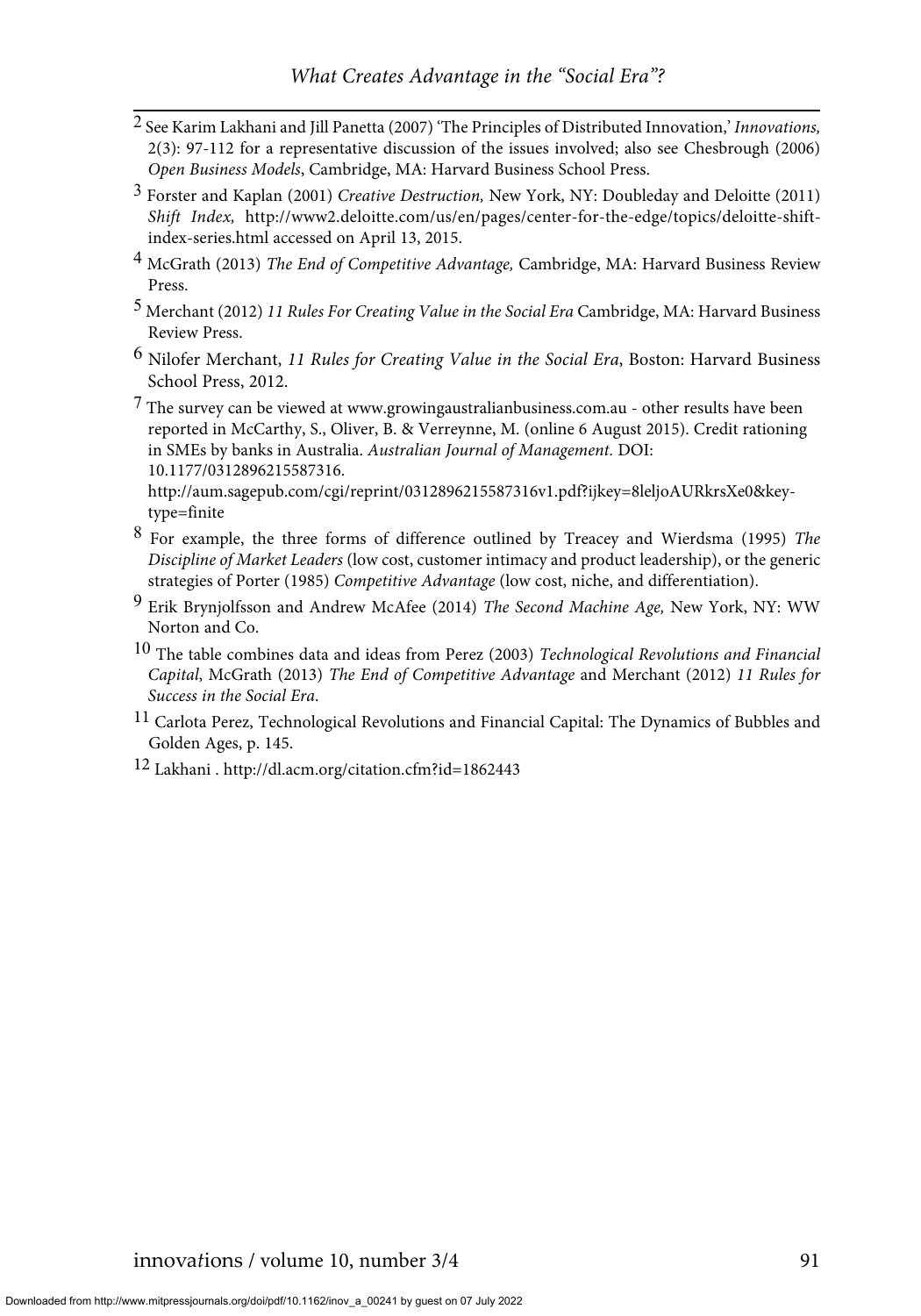[2] See Karim Lakhani and Jill Panetta (2007) 'The Principles of Distributed Innovation,' *Innovations,* 2(3): 97-112 for a representative discussion of the issues involved; also see Chesbrough (2006) *Open Business Models*, Cambridge, MA: Harvard Business School Press.

[3] Forster and Kaplan (2001) *Creative Destruction,* New York, NY: Doubleday and Deloitte (2011) *Shift Index,* http://www2.deloitte.com/us/en/pages/center-for-the-edge/topics/deloitte-shift-index-series.html accessed on April 13, 2015.

[4] McGrath (2013) *The End of Competitive Advantage,* Cambridge, MA: Harvard Business Review Press.

[5] Merchant (2012) *11 Rules For Creating Value in the Social Era* Cambridge, MA: Harvard Business Review Press.

[6] Nilofer Merchant, *11 Rules for Creating Value in the Social Era*, Boston: Harvard Business School Press, 2012.

[7] The survey can be viewed at www.growingaustralianbusiness.com.au - other results have been reported in McCarthy, S., Oliver, B. & Verreynne, M. (online 6 August 2015). Credit rationing in SMEs by banks in Australia. *Australian Journal of Management.* DOI: 10.1177/0312896215587316.
http://aum.sagepub.com/cgi/reprint/0312896215587316v1.pdf?ijkey=8leljoAURkrsXe0&keytype=finite

[8] For example, the three forms of difference outlined by Treacey and Wierdsma (1995) *The Discipline of Market Leaders* (low cost, customer intimacy and product leadership), or the generic strategies of Porter (1985) *Competitive Advantage* (low cost, niche, and differentiation).

[9] Erik Brynjolfsson and Andrew McAfee (2014) *The Second Machine Age,* New York, NY: WW Norton and Co.

[10] The table combines data and ideas from Perez (2003) *Technological Revolutions and Financial Capital*, McGrath (2013) *The End of Competitive Advantage* and Merchant (2012) *11 Rules for Success in the Social Era.*

[11] Carlota Perez, Technological Revolutions and Financial Capital: The Dynamics of Bubbles and Golden Ages, p. 145.

[12] Lakhani . http://dl.acm.org/citation.cfm?id=1862443